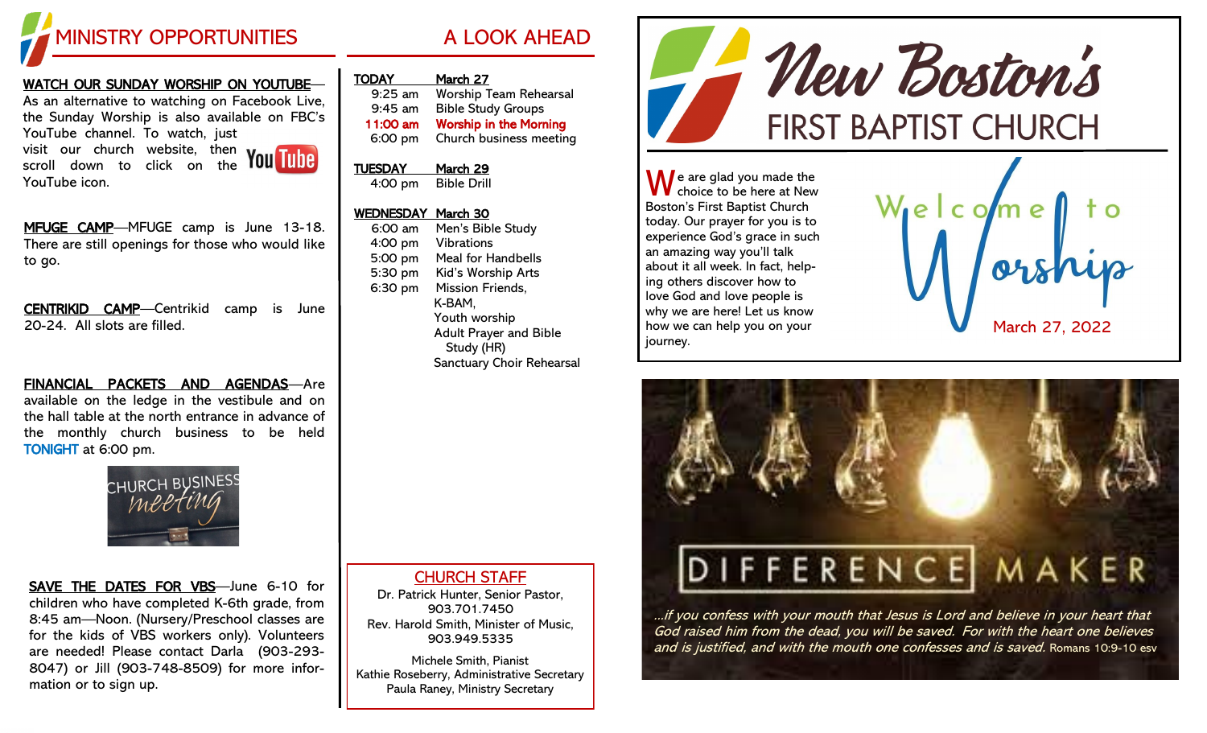## MINISTRY OPPORTUNITIES

**WATCH OUR SUNDAY WORSHIP ON YOUTUBE**—As an alternative to watching on Facebook Live, the Sunday Worship is also available on FBC's YouTube channel. To watch, just visit our church website, then scroll down to click on the YouTube icon.

**MFUGE CAMP**—MFUGE camp is June 13-18. There are still openings for those who would like to go.

**CENTRIKID CAMP**—Centrikid camp is June 20-24. All slots are filled.

**FINANCIAL PACKETS AND AGENDAS**—Are available on the ledge in the vestibule and on the hall table at the north entrance in advance of the monthly church business to be held TONIGHT at 6:00 pm.

**SAVE THE DATES FOR VBS**—June 6-10 for children who have completed K-6th grade, from 8:45 am—Noon. (Nursery/Preschool classes are for the kids of VBS workers only). Volunteers are needed! Please contact Darla (903-293-8047) or Jill (903-748-8509) for more information or to sign up.

## A LOOK AHEAD

**TODAY — March 27**

- 9:25 am — Worship Team Rehearsal
- 9:45 am — Bible Study Groups
- **11:00 am — Worship in the Morning**
- 6:00 pm — Church business meeting

**TUESDAY — March 29**

- 4:00 pm — Bible Drill

**WEDNESDAY — March 30**

- 6:00 am — Men's Bible Study
- 4:00 pm — Vibrations
- 5:00 pm — Meal for Handbells
- 5:30 pm — Kid's Worship Arts
- 6:30 pm — Mission Friends, K-BAM, Youth worship, Adult Prayer and Bible Study (HR), Sanctuary Choir Rehearsal

### CHURCH STAFF

Dr. Patrick Hunter, Senior Pastor, 903.701.7450
Rev. Harold Smith, Minister of Music, 903.949.5335

Michele Smith, Pianist
Kathie Roseberry, Administrative Secretary
Paula Raney, Ministry Secretary

# New Boston's FIRST BAPTIST CHURCH

We are glad you made the choice to be here at New Boston's First Baptist Church today. Our prayer for you is to experience God's grace in such an amazing way you'll talk about it all week. In fact, helping others discover how to love God and love people is why we are here! Let us know how we can help you on your journey.

## Welcome to Worship

March 27, 2022

## DIFFERENCE MAKER

*...if you confess with your mouth that Jesus is Lord and believe in your heart that God raised him from the dead, you will be saved. For with the heart one believes and is justified, and with the mouth one confesses and is saved.* Romans 10:9-10 ESV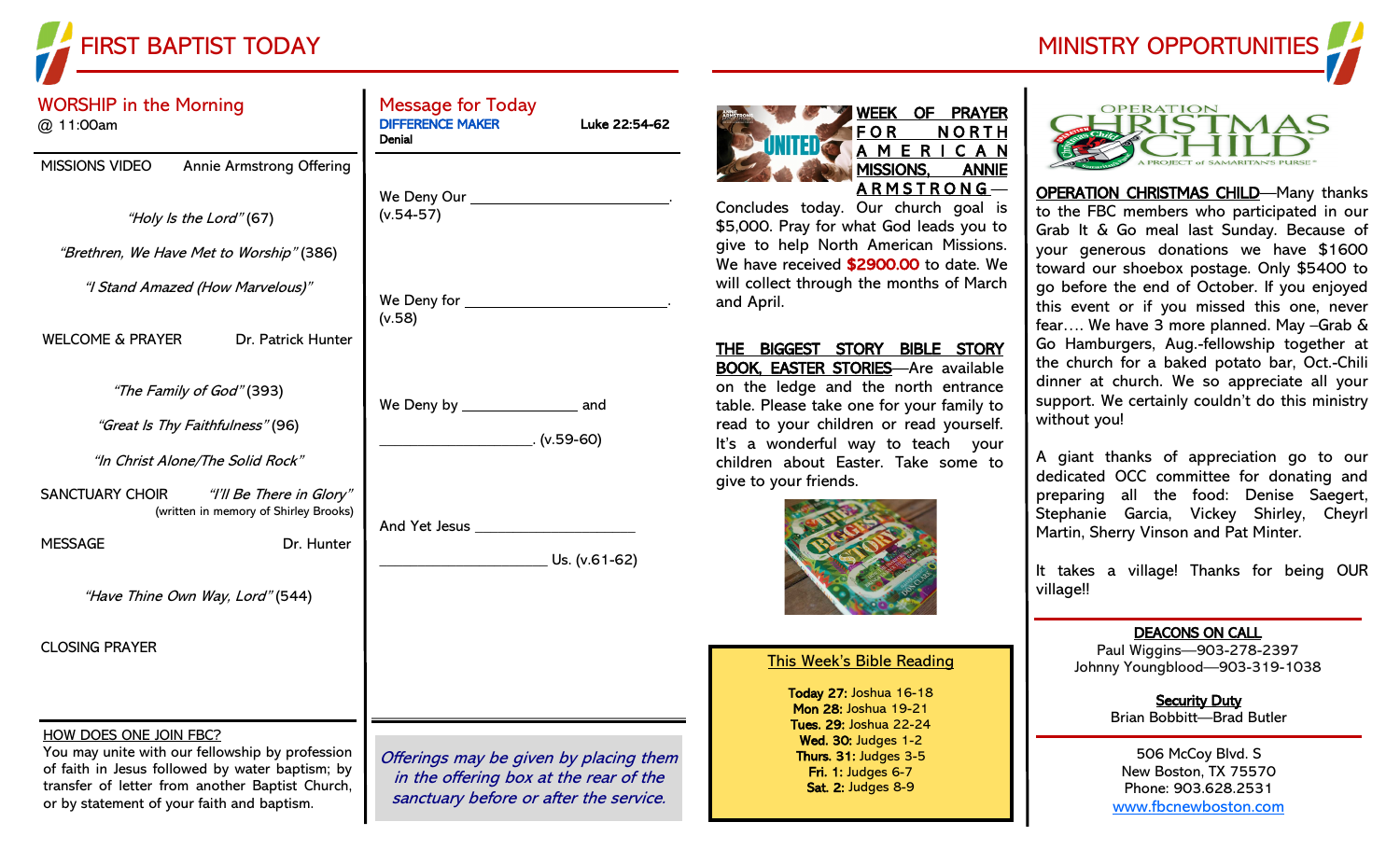# FIRST BAPTIST TODAY

## WORSHIP in the Morning
@ 11:00am

MISSIONS VIDEO — Annie Armstrong Offering

*"Holy Is the Lord"* (67)

*"Brethren, We Have Met to Worship"* (386)

*"I Stand Amazed (How Marvelous)"*

WELCOME & PRAYER — Dr. Patrick Hunter

*"The Family of God"* (393)

*"Great Is Thy Faithfulness"* (96)

*"In Christ Alone/The Solid Rock"*

SANCTUARY CHOIR — *"I'll Be There in Glory"*
(written in memory of Shirley Brooks)

MESSAGE — Dr. Hunter

*"Have Thine Own Way, Lord"* (544)

CLOSING PRAYER

**HOW DOES ONE JOIN FBC?**
You may unite with our fellowship by profession of faith in Jesus followed by water baptism; by transfer of letter from another Baptist Church, or by statement of your faith and baptism.

## Message for Today
**DIFFERENCE MAKER** — **Luke 22:54-62**
**Denial**

We Deny Our ________________________.
(v.54-57)

We Deny for ________________________.
(v.58)

We Deny by ______________ and
__________________. (v.59-60)

And Yet Jesus ____________________
____________________ Us. (v.61-62)

*Offerings may be given by placing them in the offering box at the rear of the sanctuary before or after the service.*

# MINISTRY OPPORTUNITIES

**WEEK OF PRAYER FOR NORTH AMERICAN MISSIONS, ANNIE ARMSTRONG**—Concludes today. Our church goal is $5,000. Pray for what God leads you to give to help North American Missions. We have received **$2900.00** to date. We will collect through the months of March and April.

**THE BIGGEST STORY BIBLE STORY BOOK, EASTER STORIES**—Are available on the ledge and the north entrance table. Please take one for your family to read to your children or read yourself. It's a wonderful way to teach your children about Easter. Take some to give to your friends.

### This Week's Bible Reading

**Today 27:** Joshua 16-18
**Mon 28:** Joshua 19-21
**Tues. 29:** Joshua 22-24
**Wed. 30:** Judges 1-2
**Thurs. 31:** Judges 3-5
**Fri. 1:** Judges 6-7
**Sat. 2:** Judges 8-9

**OPERATION CHRISTMAS CHILD**—Many thanks to the FBC members who participated in our Grab It & Go meal last Sunday. Because of your generous donations we have $1600 toward our shoebox postage. Only $5400 to go before the end of October. If you enjoyed this event or if you missed this one, never fear…. We have 3 more planned. May –Grab & Go Hamburgers, Aug.-fellowship together at the church for a baked potato bar, Oct.-Chili dinner at church. We so appreciate all your support. We certainly couldn't do this ministry without you!

A giant thanks of appreciation go to our dedicated OCC committee for donating and preparing all the food: Denise Saegert, Stephanie Garcia, Vickey Shirley, Cheyrl Martin, Sherry Vinson and Pat Minter.

It takes a village! Thanks for being OUR village!!

**DEACONS ON CALL**
Paul Wiggins—903-278-2397
Johnny Youngblood—903-319-1038

**Security Duty**
Brian Bobbitt—Brad Butler

506 McCoy Blvd. S
New Boston, TX 75570
Phone: 903.628.2531
www.fbcnewboston.com